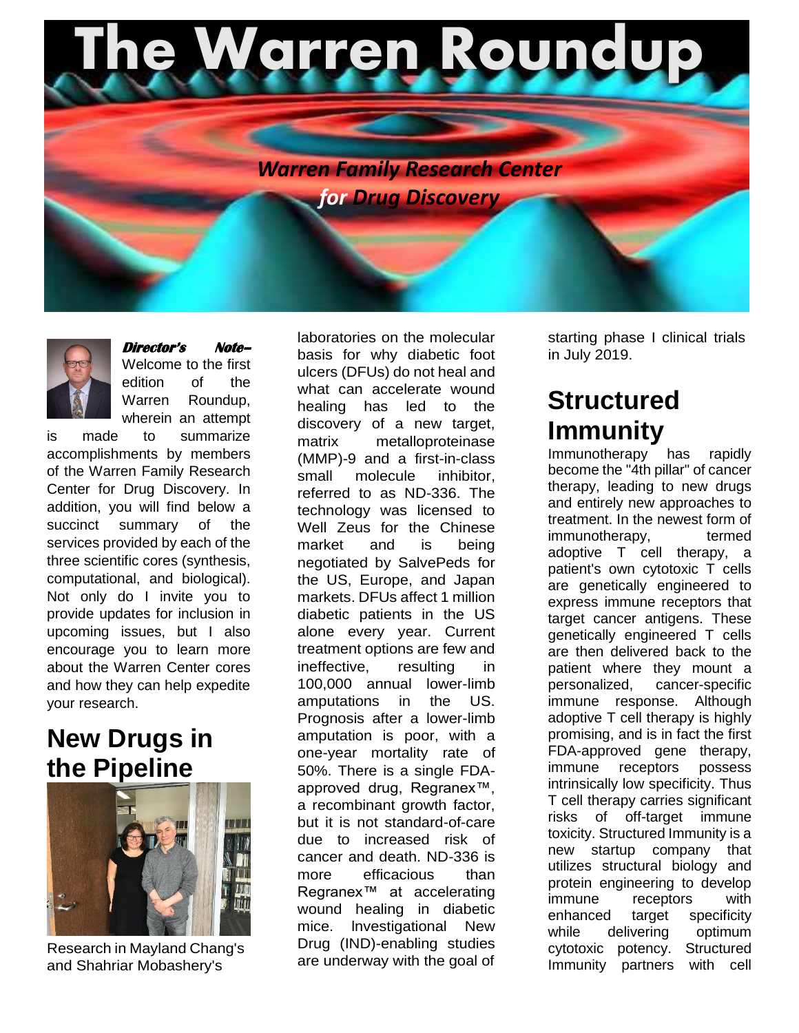# The Warren Roundup

*Warren Family Research Center for Drug Discovery*

***Director's Note–*** Welcome to the first edition of the Warren Roundup, wherein an attempt is made to summarize accomplishments by members of the Warren Family Research Center for Drug Discovery. In addition, you will find below a succinct summary of the services provided by each of the three scientific cores (synthesis, computational, and biological). Not only do I invite you to provide updates for inclusion in upcoming issues, but I also encourage you to learn more about the Warren Center cores and how they can help expedite your research.

## New Drugs in the Pipeline

Research in Mayland Chang's and Shahriar Mobashery's laboratories on the molecular basis for why diabetic foot ulcers (DFUs) do not heal and what can accelerate wound healing has led to the discovery of a new target, matrix metalloproteinase (MMP)-9 and a first-in-class small molecule inhibitor, referred to as ND-336. The technology was licensed to Well Zeus for the Chinese market and is being negotiated by SalvePeds for the US, Europe, and Japan markets. DFUs affect 1 million diabetic patients in the US alone every year. Current treatment options are few and ineffective, resulting in 100,000 annual lower-limb amputations in the US. Prognosis after a lower-limb amputation is poor, with a one-year mortality rate of 50%. There is a single FDA-approved drug, Regranex™, a recombinant growth factor, but it is not standard-of-care due to increased risk of cancer and death. ND-336 is more efficacious than Regranex™ at accelerating wound healing in diabetic mice. Investigational New Drug (IND)-enabling studies are underway with the goal of starting phase I clinical trials in July 2019.

## Structured Immunity

Immunotherapy has rapidly become the "4th pillar" of cancer therapy, leading to new drugs and entirely new approaches to treatment. In the newest form of immunotherapy, termed adoptive T cell therapy, a patient's own cytotoxic T cells are genetically engineered to express immune receptors that target cancer antigens. These genetically engineered T cells are then delivered back to the patient where they mount a personalized, cancer-specific immune response. Although adoptive T cell therapy is highly promising, and is in fact the first FDA-approved gene therapy, immune receptors possess intrinsically low specificity. Thus T cell therapy carries significant risks of off-target immune toxicity. Structured Immunity is a new startup company that utilizes structural biology and protein engineering to develop immune receptors with enhanced target specificity while delivering optimum cytotoxic potency. Structured Immunity partners with cell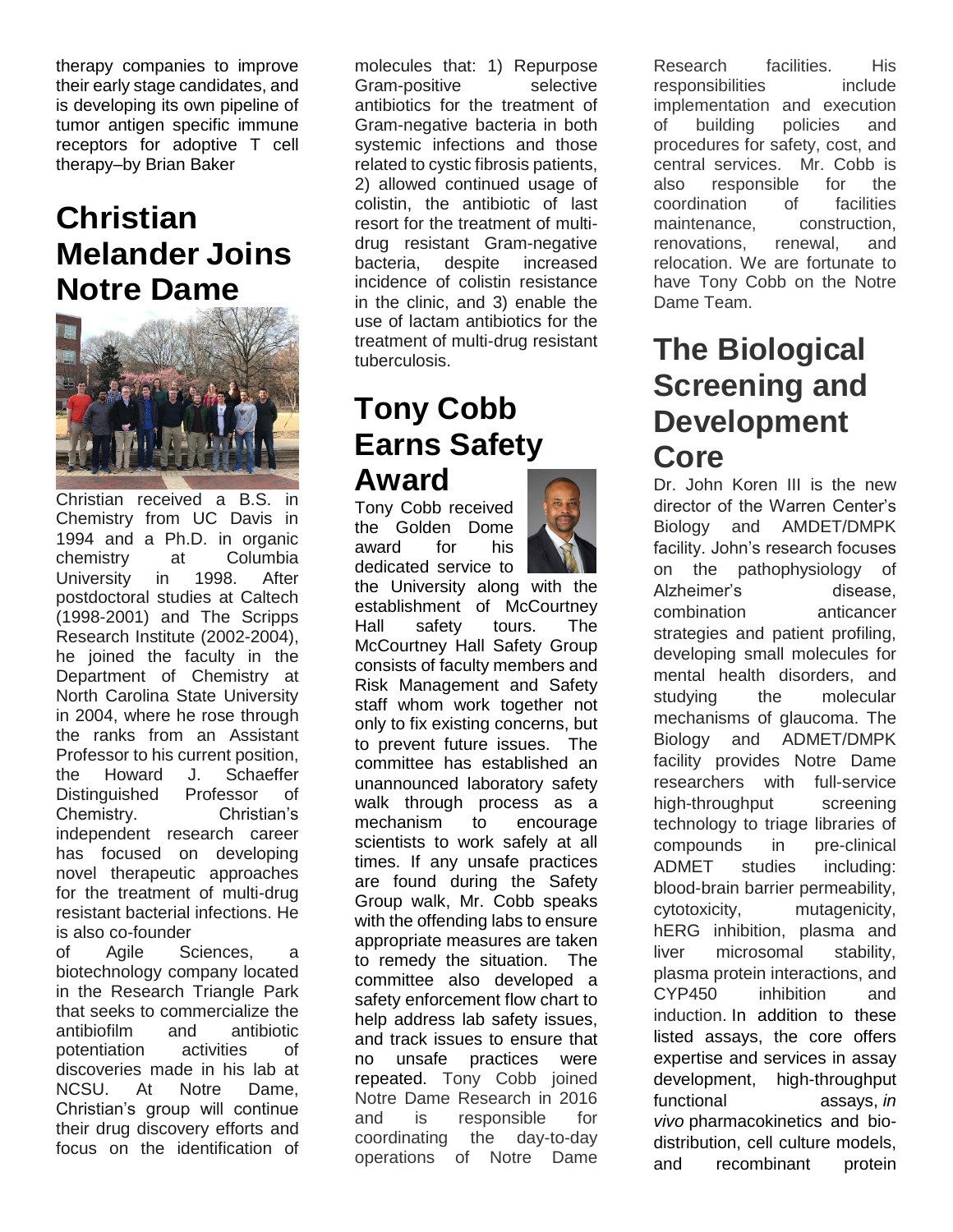therapy companies to improve their early stage candidates, and is developing its own pipeline of tumor antigen specific immune receptors for adoptive T cell therapy–by Brian Baker

## Christian Melander Joins Notre Dame

Christian received a B.S. in Chemistry from UC Davis in 1994 and a Ph.D. in organic chemistry at Columbia University in 1998. After postdoctoral studies at Caltech (1998-2001) and The Scripps Research Institute (2002-2004), he joined the faculty in the Department of Chemistry at North Carolina State University in 2004, where he rose through the ranks from an Assistant Professor to his current position, the Howard J. Schaeffer Distinguished Professor of Chemistry. Christian's independent research career has focused on developing novel therapeutic approaches for the treatment of multi-drug resistant bacterial infections. He is also co-founder of Agile Sciences, a biotechnology company located in the Research Triangle Park that seeks to commercialize the antibiofilm and antibiotic potentiation activities of discoveries made in his lab at NCSU. At Notre Dame, Christian's group will continue their drug discovery efforts and focus on the identification of molecules that: 1) Repurpose Gram-positive selective antibiotics for the treatment of Gram-negative bacteria in both systemic infections and those related to cystic fibrosis patients, 2) allowed continued usage of colistin, the antibiotic of last resort for the treatment of multi-drug resistant Gram-negative bacteria, despite increased incidence of colistin resistance in the clinic, and 3) enable the use of lactam antibiotics for the treatment of multi-drug resistant tuberculosis.

## Tony Cobb Earns Safety Award

Tony Cobb received the Golden Dome award for his dedicated service to the University along with the establishment of McCourtney Hall safety tours. The McCourtney Hall Safety Group consists of faculty members and Risk Management and Safety staff whom work together not only to fix existing concerns, but to prevent future issues. The committee has established an unannounced laboratory safety walk through process as a mechanism to encourage scientists to work safely at all times. If any unsafe practices are found during the Safety Group walk, Mr. Cobb speaks with the offending labs to ensure appropriate measures are taken to remedy the situation. The committee also developed a safety enforcement flow chart to help address lab safety issues, and track issues to ensure that no unsafe practices were repeated. Tony Cobb joined Notre Dame Research in 2016 and is responsible for coordinating the day-to-day operations of Notre Dame Research facilities. His responsibilities include implementation and execution of building policies and procedures for safety, cost, and central services. Mr. Cobb is also responsible for the coordination of facilities maintenance, construction, renovations, renewal, and relocation. We are fortunate to have Tony Cobb on the Notre Dame Team.

## The Biological Screening and Development Core

Dr. John Koren III is the new director of the Warren Center's Biology and AMDET/DMPK facility. John's research focuses on the pathophysiology of Alzheimer's disease, combination anticancer strategies and patient profiling, developing small molecules for mental health disorders, and studying the molecular mechanisms of glaucoma. The Biology and ADMET/DMPK facility provides Notre Dame researchers with full-service high-throughput screening technology to triage libraries of compounds in pre-clinical ADMET studies including: blood-brain barrier permeability, cytotoxicity, mutagenicity, hERG inhibition, plasma and liver microsomal stability, plasma protein interactions, and CYP450 inhibition and induction. In addition to these listed assays, the core offers expertise and services in assay development, high-throughput functional assays, *in vivo* pharmacokinetics and bio-distribution, cell culture models, and recombinant protein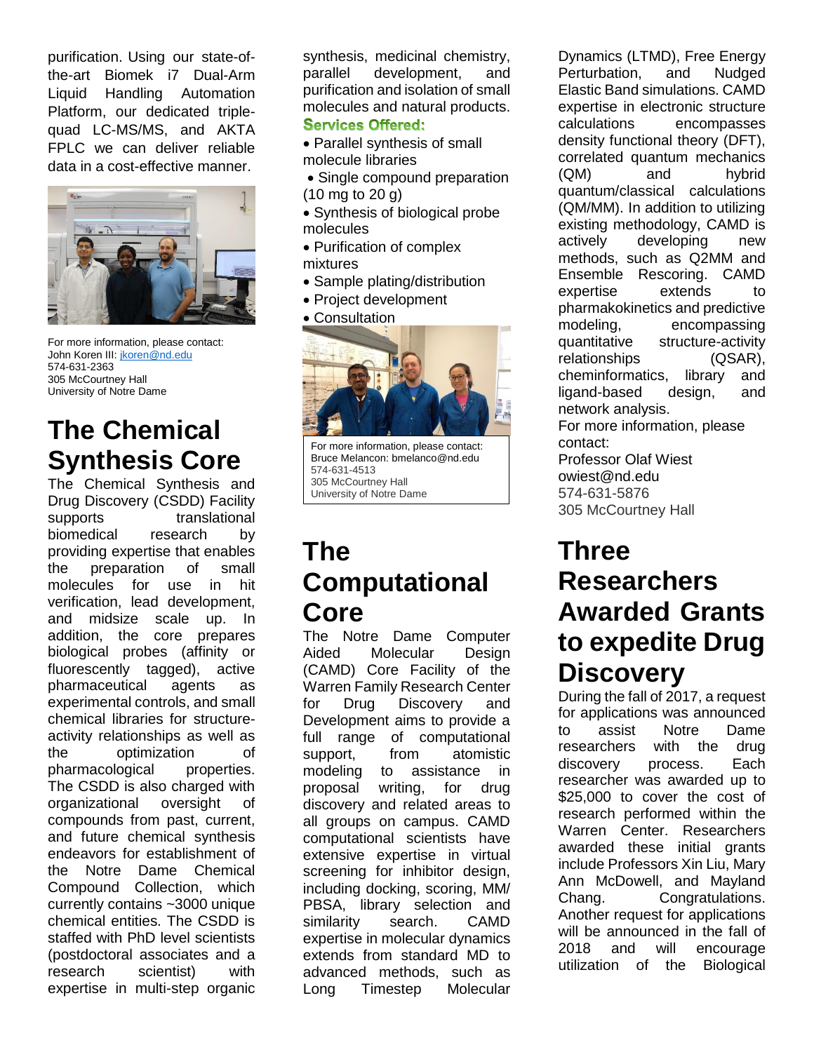purification. Using our state-of-the-art Biomek i7 Dual-Arm Liquid Handling Automation Platform, our dedicated triple-quad LC-MS/MS, and AKTA FPLC we can deliver reliable data in a cost-effective manner.

For more information, please contact:
John Koren III: jkoren@nd.edu
574-631-2363
305 McCourtney Hall
University of Notre Dame

# The Chemical Synthesis Core

The Chemical Synthesis and Drug Discovery (CSDD) Facility supports translational biomedical research by providing expertise that enables the preparation of small molecules for use in hit verification, lead development, and midsize scale up. In addition, the core prepares biological probes (affinity or fluorescently tagged), active pharmaceutical agents as experimental controls, and small chemical libraries for structure-activity relationships as well as the optimization of pharmacological properties. The CSDD is also charged with organizational oversight of compounds from past, current, and future chemical synthesis endeavors for establishment of the Notre Dame Chemical Compound Collection, which currently contains ~3000 unique chemical entities. The CSDD is staffed with PhD level scientists (postdoctoral associates and a research scientist) with expertise in multi-step organic synthesis, medicinal chemistry, parallel development, and purification and isolation of small molecules and natural products.

**Services Offered:**

- Parallel synthesis of small molecule libraries
- Single compound preparation (10 mg to 20 g)
- Synthesis of biological probe molecules
- Purification of complex mixtures
- Sample plating/distribution
- Project development
- Consultation

For more information, please contact:
Bruce Melancon: bmelanco@nd.edu
574-631-4513
305 McCourtney Hall
University of Notre Dame

# The Computational Core

The Notre Dame Computer Aided Molecular Design (CAMD) Core Facility of the Warren Family Research Center for Drug Discovery and Development aims to provide a full range of computational support, from atomistic modeling to assistance in proposal writing, for drug discovery and related areas to all groups on campus. CAMD computational scientists have extensive expertise in virtual screening for inhibitor design, including docking, scoring, MM/PBSA, library selection and similarity search. CAMD expertise in molecular dynamics extends from standard MD to advanced methods, such as Long Timestep Molecular Dynamics (LTMD), Free Energy Perturbation, and Nudged Elastic Band simulations. CAMD expertise in electronic structure calculations encompasses density functional theory (DFT), correlated quantum mechanics (QM) and hybrid quantum/classical calculations (QM/MM). In addition to utilizing existing methodology, CAMD is actively developing new methods, such as Q2MM and Ensemble Rescoring. CAMD expertise extends to pharmacokinetics and predictive modeling, encompassing quantitative structure-activity relationships (QSAR), cheminformatics, library and ligand-based design, and network analysis.

For more information, please contact:
Professor Olaf Wiest
owiest@nd.edu
574-631-5876
305 McCourtney Hall

# Three Researchers Awarded Grants to expedite Drug Discovery

During the fall of 2017, a request for applications was announced to assist Notre Dame researchers with the drug discovery process. Each researcher was awarded up to $25,000 to cover the cost of research performed within the Warren Center. Researchers awarded these initial grants include Professors Xin Liu, Mary Ann McDowell, and Mayland Chang. Congratulations. Another request for applications will be announced in the fall of 2018 and will encourage utilization of the Biological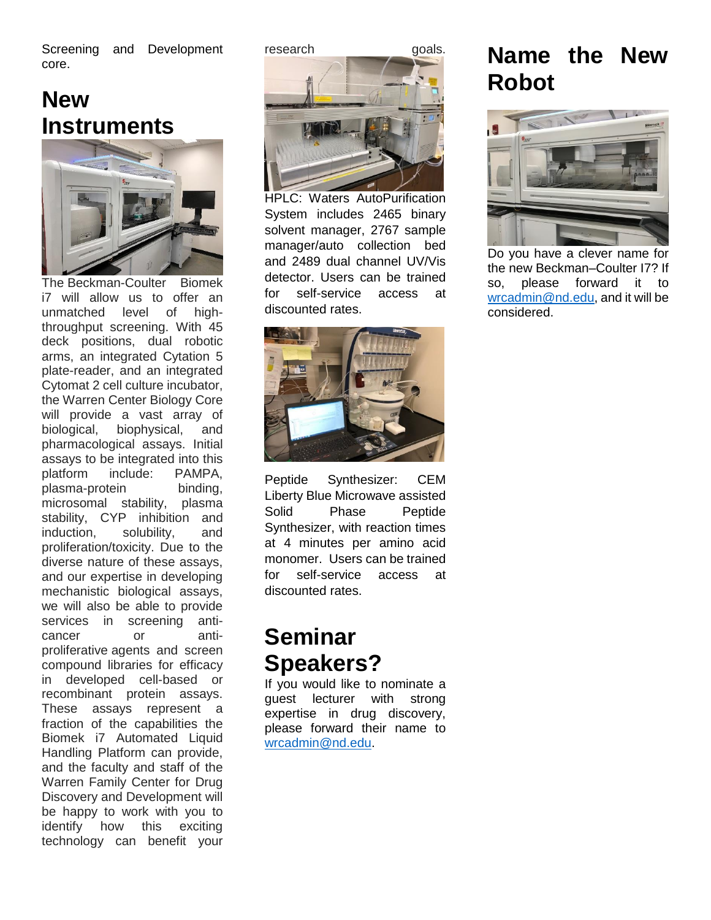Screening and Development core.

## New Instruments

The Beckman-Coulter Biomek i7 will allow us to offer an unmatched level of high-throughput screening. With 45 deck positions, dual robotic arms, an integrated Cytation 5 plate-reader, and an integrated Cytomat 2 cell culture incubator, the Warren Center Biology Core will provide a vast array of biological, biophysical, and pharmacological assays. Initial assays to be integrated into this platform include: PAMPA, plasma-protein binding, microsomal stability, plasma stability, CYP inhibition and induction, solubility, and proliferation/toxicity. Due to the diverse nature of these assays, and our expertise in developing mechanistic biological assays, we will also be able to provide services in screening anti-cancer or anti-proliferative agents and screen compound libraries for efficacy in developed cell-based or recombinant protein assays. These assays represent a fraction of the capabilities the Biomek i7 Automated Liquid Handling Platform can provide, and the faculty and staff of the Warren Family Center for Drug Discovery and Development will be happy to work with you to identify how this exciting technology can benefit your research goals.

HPLC: Waters AutoPurification System includes 2465 binary solvent manager, 2767 sample manager/auto collection bed and 2489 dual channel UV/Vis detector. Users can be trained for self-service access at discounted rates.

Peptide Synthesizer: CEM Liberty Blue Microwave assisted Solid Phase Peptide Synthesizer, with reaction times at 4 minutes per amino acid monomer. Users can be trained for self-service access at discounted rates.

## Seminar Speakers?

If you would like to nominate a guest lecturer with strong expertise in drug discovery, please forward their name to wrcadmin@nd.edu.

## Name the New Robot

Do you have a clever name for the new Beckman–Coulter I7? If so, please forward it to wrcadmin@nd.edu, and it will be considered.